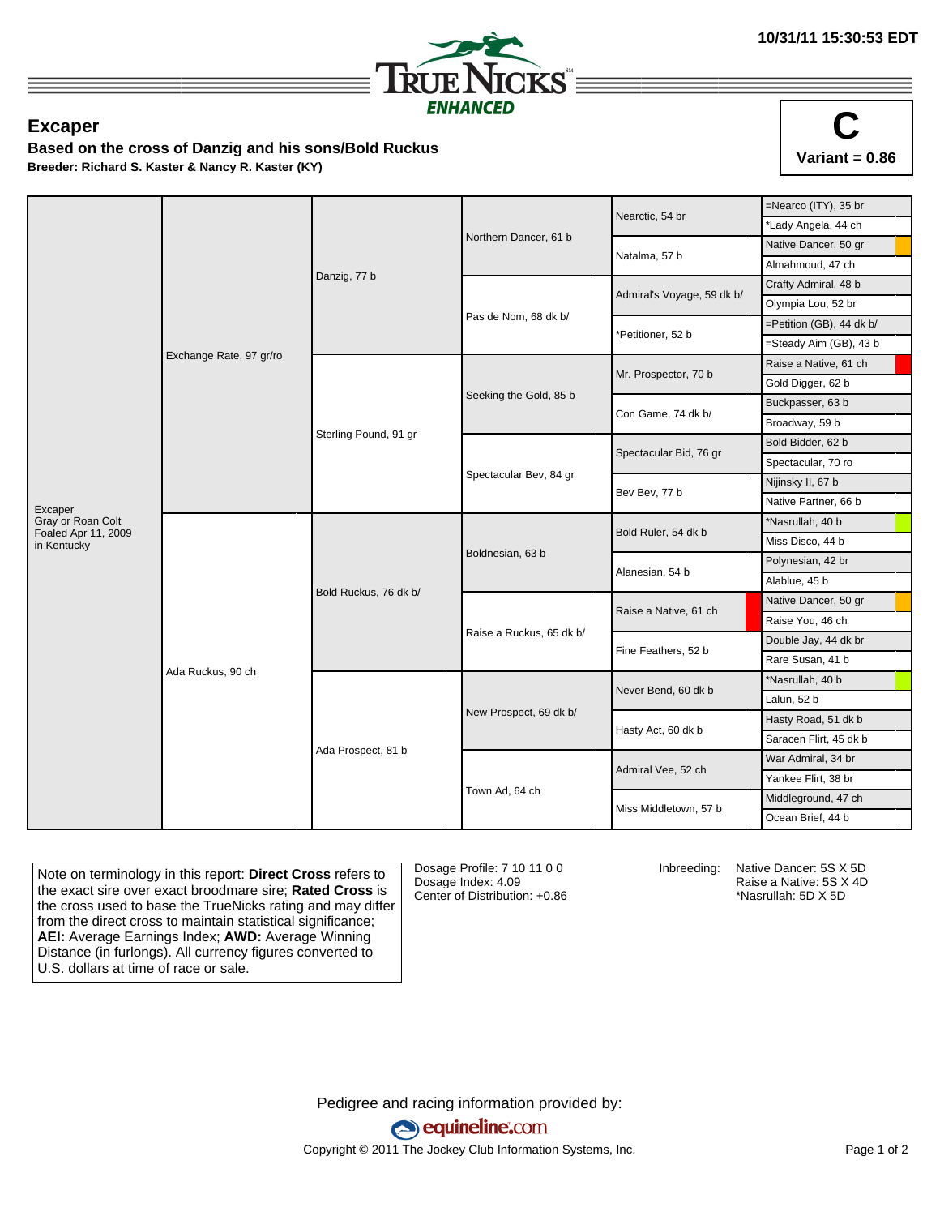10/31/11 15:30:53 EDT

TRUE NICKS ENHANCED

## Excaper

**Based on the cross of Danzig and his sons/Bold Ruckus**

**Breeder: Richard S. Kaster & Nancy R. Kaster (KY)**

**C**

**Variant = 0.86**

| Excaper | Sire / Dam | Grandparents | 3rd Generation | 4th Generation | 5th Generation |
|---|---|---|---|---|---|
| Excaper Gray or Roan Colt Foaled Apr 11, 2009 in Kentucky | Exchange Rate, 97 gr/ro | Danzig, 77 b | Northern Dancer, 61 b | Nearctic, 54 br | =Nearco (ITY), 35 br |
| | | | | | *Lady Angela, 44 ch |
| | | | | Natalma, 57 b | Native Dancer, 50 gr |
| | | | | | Almahmoud, 47 ch |
| | | | Pas de Nom, 68 dk b/ | Admiral's Voyage, 59 dk b/ | Crafty Admiral, 48 b |
| | | | | | Olympia Lou, 52 br |
| | | | | *Petitioner, 52 b | =Petition (GB), 44 dk b/ |
| | | | | | =Steady Aim (GB), 43 b |
| | | Sterling Pound, 91 gr | Seeking the Gold, 85 b | Mr. Prospector, 70 b | Raise a Native, 61 ch |
| | | | | | Gold Digger, 62 b |
| | | | | Con Game, 74 dk b/ | Buckpasser, 63 b |
| | | | | | Broadway, 59 b |
| | | | Spectacular Bev, 84 gr | Spectacular Bid, 76 gr | Bold Bidder, 62 b |
| | | | | | Spectacular, 70 ro |
| | | | | Bev Bev, 77 b | Nijinsky II, 67 b |
| | | | | | Native Partner, 66 b |
| | Ada Ruckus, 90 ch | Bold Ruckus, 76 dk b/ | Boldnesian, 63 b | Bold Ruler, 54 dk b | *Nasrullah, 40 b |
| | | | | | Miss Disco, 44 b |
| | | | | Alanesian, 54 b | Polynesian, 42 br |
| | | | | | Alablue, 45 b |
| | | | Raise a Ruckus, 65 dk b/ | Raise a Native, 61 ch | Native Dancer, 50 gr |
| | | | | | Raise You, 46 ch |
| | | | | Fine Feathers, 52 b | Double Jay, 44 dk br |
| | | | | | Rare Susan, 41 b |
| | | Ada Prospect, 81 b | New Prospect, 69 dk b/ | Never Bend, 60 dk b | *Nasrullah, 40 b |
| | | | | | Lalun, 52 b |
| | | | | Hasty Act, 60 dk b | Hasty Road, 51 dk b |
| | | | | | Saracen Flirt, 45 dk b |
| | | | Town Ad, 64 ch | Admiral Vee, 52 ch | War Admiral, 34 br |
| | | | | | Yankee Flirt, 38 br |
| | | | | Miss Middletown, 57 b | Middleground, 47 ch |
| | | | | | Ocean Brief, 44 b |

Note on terminology in this report: **Direct Cross** refers to the exact sire over exact broodmare sire; **Rated Cross** is the cross used to base the TrueNicks rating and may differ from the direct cross to maintain statistical significance; **AEI:** Average Earnings Index; **AWD:** Average Winning Distance (in furlongs). All currency figures converted to U.S. dollars at time of race or sale.

Dosage Profile: 7 10 11 0 0
Dosage Index: 4.09
Center of Distribution: +0.86

Inbreeding:
Native Dancer: 5S X 5D
Raise a Native: 5S X 4D
*Nasrullah: 5D X 5D

Pedigree and racing information provided by:
equineline.com
Copyright © 2011 The Jockey Club Information Systems, Inc.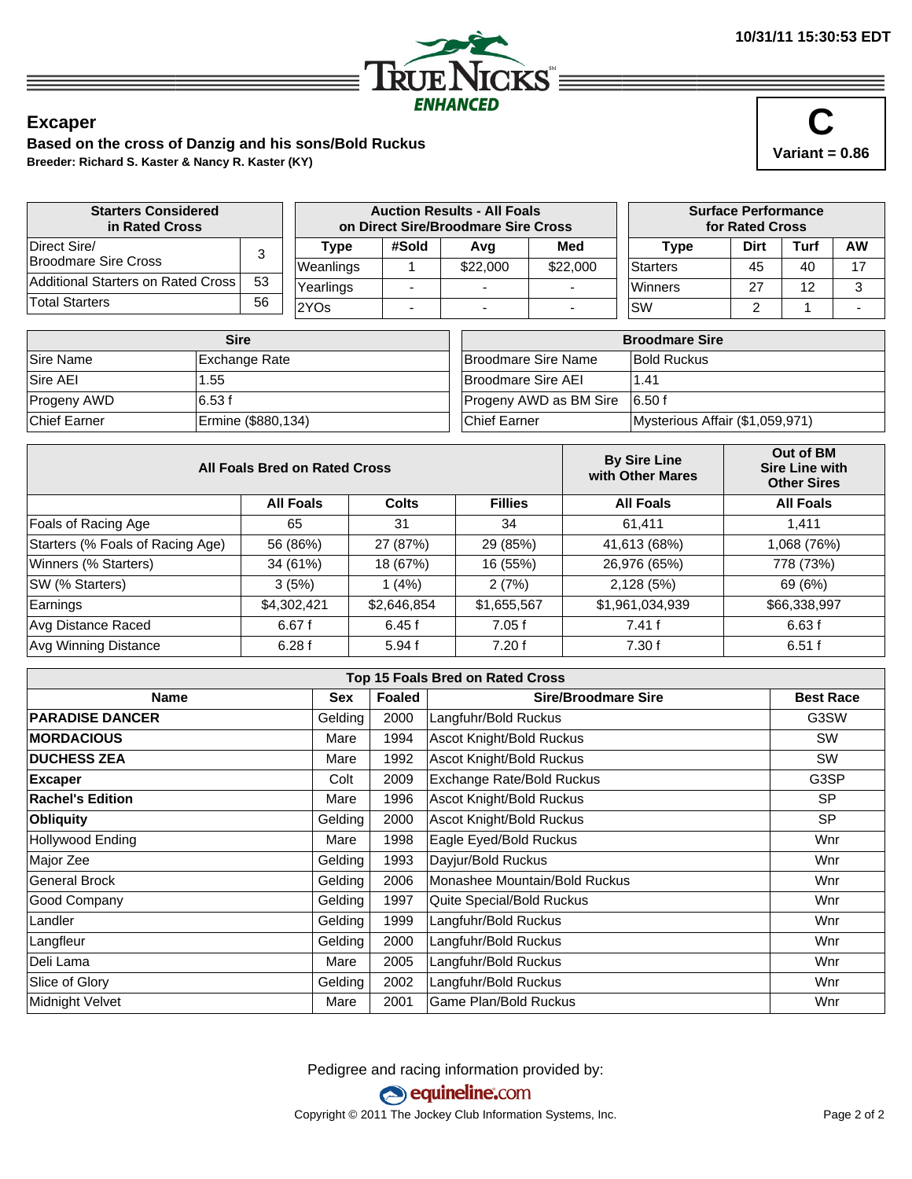10/31/11 15:30:53 EDT

TRUE NICKS ENHANCED

## Excaper

**Based on the cross of Danzig and his sons/Bold Ruckus**

**Breeder: Richard S. Kaster & Nancy R. Kaster (KY)**

**C**
**Variant = 0.86**

| Starters Considered in Rated Cross | |
|---|---|
| Direct Sire/ Broodmare Sire Cross | 3 |
| Additional Starters on Rated Cross | 53 |
| Total Starters | 56 |

| Auction Results - All Foals on Direct Sire/Broodmare Sire Cross | | | |
|---|---|---|---|
| Type | #Sold | Avg | Med |
| Weanlings | 1 | $22,000 | $22,000 |
| Yearlings | - | - | - |
| 2YOs | - | - | - |

| Surface Performance for Rated Cross | | | |
|---|---|---|---|
| Type | Dirt | Turf | AW |
| Starters | 45 | 40 | 17 |
| Winners | 27 | 12 | 3 |
| SW | 2 | 1 | - |

| Sire | |
|---|---|
| Sire Name | Exchange Rate |
| Sire AEI | 1.55 |
| Progeny AWD | 6.53 f |
| Chief Earner | Ermine ($880,134) |

| Broodmare Sire | |
|---|---|
| Broodmare Sire Name | Bold Ruckus |
| Broodmare Sire AEI | 1.41 |
| Progeny AWD as BM Sire | 6.50 f |
| Chief Earner | Mysterious Affair ($1,059,971) |

| All Foals Bred on Rated Cross | | | | By Sire Line with Other Mares | Out of BM Sire Line with Other Sires |
|---|---|---|---|---|---|
| | All Foals | Colts | Fillies | All Foals | All Foals |
| Foals of Racing Age | 65 | 31 | 34 | 61,411 | 1,411 |
| Starters (% Foals of Racing Age) | 56 (86%) | 27 (87%) | 29 (85%) | 41,613 (68%) | 1,068 (76%) |
| Winners (% Starters) | 34 (61%) | 18 (67%) | 16 (55%) | 26,976 (65%) | 778 (73%) |
| SW (% Starters) | 3 (5%) | 1 (4%) | 2 (7%) | 2,128 (5%) | 69 (6%) |
| Earnings | $4,302,421 | $2,646,854 | $1,655,567 | $1,961,034,939 | $66,338,997 |
| Avg Distance Raced | 6.67 f | 6.45 f | 7.05 f | 7.41 f | 6.63 f |
| Avg Winning Distance | 6.28 f | 5.94 f | 7.20 f | 7.30 f | 6.51 f |

| Top 15 Foals Bred on Rated Cross | | | | |
|---|---|---|---|---|
| Name | Sex | Foaled | Sire/Broodmare Sire | Best Race |
| **PARADISE DANCER** | Gelding | 2000 | Langfuhr/Bold Ruckus | G3SW |
| **MORDACIOUS** | Mare | 1994 | Ascot Knight/Bold Ruckus | SW |
| **DUCHESS ZEA** | Mare | 1992 | Ascot Knight/Bold Ruckus | SW |
| **Excaper** | Colt | 2009 | Exchange Rate/Bold Ruckus | G3SP |
| **Rachel's Edition** | Mare | 1996 | Ascot Knight/Bold Ruckus | SP |
| **Obliquity** | Gelding | 2000 | Ascot Knight/Bold Ruckus | SP |
| Hollywood Ending | Mare | 1998 | Eagle Eyed/Bold Ruckus | Wnr |
| Major Zee | Gelding | 1993 | Dayjur/Bold Ruckus | Wnr |
| General Brock | Gelding | 2006 | Monashee Mountain/Bold Ruckus | Wnr |
| Good Company | Gelding | 1997 | Quite Special/Bold Ruckus | Wnr |
| Landler | Gelding | 1999 | Langfuhr/Bold Ruckus | Wnr |
| Langfleur | Gelding | 2000 | Langfuhr/Bold Ruckus | Wnr |
| Deli Lama | Mare | 2005 | Langfuhr/Bold Ruckus | Wnr |
| Slice of Glory | Gelding | 2002 | Langfuhr/Bold Ruckus | Wnr |
| Midnight Velvet | Mare | 2001 | Game Plan/Bold Ruckus | Wnr |

Pedigree and racing information provided by:

equineline.com

Copyright © 2011 The Jockey Club Information Systems, Inc.